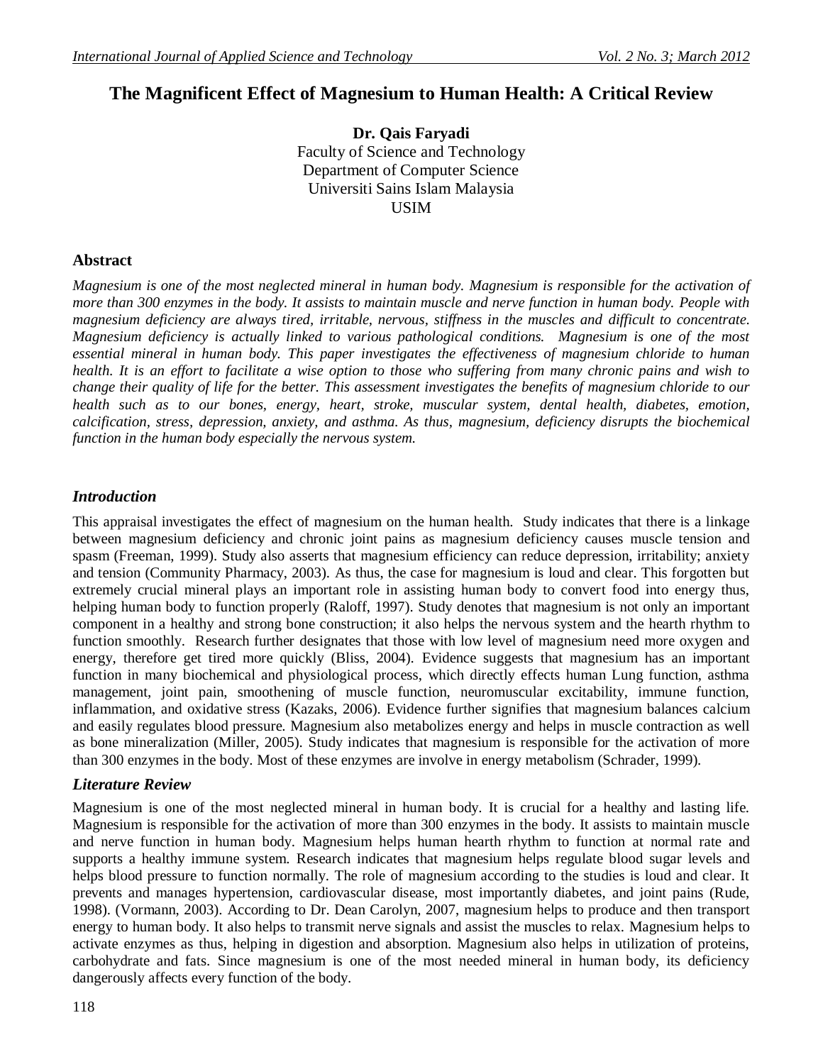# The Magnificent Effect of Magnesium to Human Health: A Critical Review

**Dr. Qais Faryadi**
Faculty of Science and Technology
Department of Computer Science
Universiti Sains Islam Malaysia
USIM

## Abstract

*Magnesium is one of the most neglected mineral in human body. Magnesium is responsible for the activation of more than 300 enzymes in the body. It assists to maintain muscle and nerve function in human body. People with magnesium deficiency are always tired, irritable, nervous, stiffness in the muscles and difficult to concentrate. Magnesium deficiency is actually linked to various pathological conditions. Magnesium is one of the most essential mineral in human body. This paper investigates the effectiveness of magnesium chloride to human health. It is an effort to facilitate a wise option to those who suffering from many chronic pains and wish to change their quality of life for the better. This assessment investigates the benefits of magnesium chloride to our health such as to our bones, energy, heart, stroke, muscular system, dental health, diabetes, emotion, calcification, stress, depression, anxiety, and asthma. As thus, magnesium, deficiency disrupts the biochemical function in the human body especially the nervous system.*

## *Introduction*

This appraisal investigates the effect of magnesium on the human health. Study indicates that there is a linkage between magnesium deficiency and chronic joint pains as magnesium deficiency causes muscle tension and spasm (Freeman, 1999). Study also asserts that magnesium efficiency can reduce depression, irritability; anxiety and tension (Community Pharmacy, 2003). As thus, the case for magnesium is loud and clear. This forgotten but extremely crucial mineral plays an important role in assisting human body to convert food into energy thus, helping human body to function properly (Raloff, 1997). Study denotes that magnesium is not only an important component in a healthy and strong bone construction; it also helps the nervous system and the hearth rhythm to function smoothly. Research further designates that those with low level of magnesium need more oxygen and energy, therefore get tired more quickly (Bliss, 2004). Evidence suggests that magnesium has an important function in many biochemical and physiological process, which directly effects human Lung function, asthma management, joint pain, smoothening of muscle function, neuromuscular excitability, immune function, inflammation, and oxidative stress (Kazaks, 2006). Evidence further signifies that magnesium balances calcium and easily regulates blood pressure. Magnesium also metabolizes energy and helps in muscle contraction as well as bone mineralization (Miller, 2005). Study indicates that magnesium is responsible for the activation of more than 300 enzymes in the body. Most of these enzymes are involve in energy metabolism (Schrader, 1999).

## *Literature Review*

Magnesium is one of the most neglected mineral in human body. It is crucial for a healthy and lasting life. Magnesium is responsible for the activation of more than 300 enzymes in the body. It assists to maintain muscle and nerve function in human body. Magnesium helps human hearth rhythm to function at normal rate and supports a healthy immune system. Research indicates that magnesium helps regulate blood sugar levels and helps blood pressure to function normally. The role of magnesium according to the studies is loud and clear. It prevents and manages hypertension, cardiovascular disease, most importantly diabetes, and joint pains (Rude, 1998). (Vormann, 2003). According to Dr. Dean Carolyn, 2007, magnesium helps to produce and then transport energy to human body. It also helps to transmit nerve signals and assist the muscles to relax. Magnesium helps to activate enzymes as thus, helping in digestion and absorption. Magnesium also helps in utilization of proteins, carbohydrate and fats. Since magnesium is one of the most needed mineral in human body, its deficiency dangerously affects every function of the body.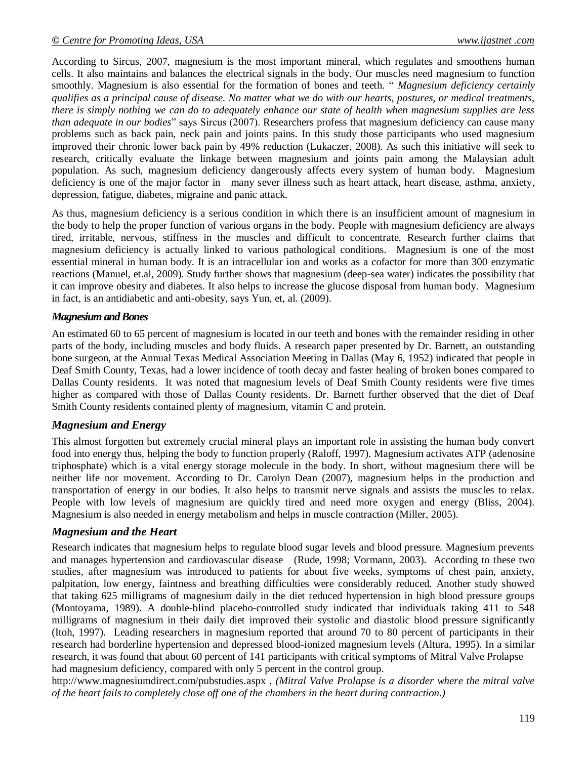According to Sircus, 2007, magnesium is the most important mineral, which regulates and smoothens human cells. It also maintains and balances the electrical signals in the body. Our muscles need magnesium to function smoothly. Magnesium is also essential for the formation of bones and teeth. " *Magnesium deficiency certainly qualifies as a principal cause of disease. No matter what we do with our hearts, postures, or medical treatments, there is simply nothing we can do to adequately enhance our state of health when magnesium supplies are less than adequate in our bodies*" says Sircus (2007). Researchers profess that magnesium deficiency can cause many problems such as back pain, neck pain and joints pains. In this study those participants who used magnesium improved their chronic lower back pain by 49% reduction (Lukaczer, 2008). As such this initiative will seek to research, critically evaluate the linkage between magnesium and joints pain among the Malaysian adult population. As such, magnesium deficiency dangerously affects every system of human body. Magnesium deficiency is one of the major factor in many sever illness such as heart attack, heart disease, asthma, anxiety, depression, fatigue, diabetes, migraine and panic attack.

As thus, magnesium deficiency is a serious condition in which there is an insufficient amount of magnesium in the body to help the proper function of various organs in the body. People with magnesium deficiency are always tired, irritable, nervous, stiffness in the muscles and difficult to concentrate. Research further claims that magnesium deficiency is actually linked to various pathological conditions. Magnesium is one of the most essential mineral in human body. It is an intracellular ion and works as a cofactor for more than 300 enzymatic reactions (Manuel, et.al, 2009). Study further shows that magnesium (deep-sea water) indicates the possibility that it can improve obesity and diabetes. It also helps to increase the glucose disposal from human body. Magnesium in fact, is an antidiabetic and anti-obesity, says Yun, et, al. (2009).

### *Magnesium and Bones*

An estimated 60 to 65 percent of magnesium is located in our teeth and bones with the remainder residing in other parts of the body, including muscles and body fluids. A research paper presented by Dr. Barnett, an outstanding bone surgeon, at the Annual Texas Medical Association Meeting in Dallas (May 6, 1952) indicated that people in Deaf Smith County, Texas, had a lower incidence of tooth decay and faster healing of broken bones compared to Dallas County residents. It was noted that magnesium levels of Deaf Smith County residents were five times higher as compared with those of Dallas County residents. Dr. Barnett further observed that the diet of Deaf Smith County residents contained plenty of magnesium, vitamin C and protein.

### *Magnesium and Energy*

This almost forgotten but extremely crucial mineral plays an important role in assisting the human body convert food into energy thus, helping the body to function properly (Raloff, 1997). Magnesium activates ATP (adenosine triphosphate) which is a vital energy storage molecule in the body. In short, without magnesium there will be neither life nor movement. According to Dr. Carolyn Dean (2007), magnesium helps in the production and transportation of energy in our bodies. It also helps to transmit nerve signals and assists the muscles to relax. People with low levels of magnesium are quickly tired and need more oxygen and energy (Bliss, 2004). Magnesium is also needed in energy metabolism and helps in muscle contraction (Miller, 2005).

### *Magnesium and the Heart*

Research indicates that magnesium helps to regulate blood sugar levels and blood pressure. Magnesium prevents and manages hypertension and cardiovascular disease (Rude, 1998; Vormann, 2003). According to these two studies, after magnesium was introduced to patients for about five weeks, symptoms of chest pain, anxiety, palpitation, low energy, faintness and breathing difficulties were considerably reduced. Another study showed that taking 625 milligrams of magnesium daily in the diet reduced hypertension in high blood pressure groups (Montoyama, 1989). A double-blind placebo-controlled study indicated that individuals taking 411 to 548 milligrams of magnesium in their daily diet improved their systolic and diastolic blood pressure significantly (Itoh, 1997). Leading researchers in magnesium reported that around 70 to 80 percent of participants in their research had borderline hypertension and depressed blood-ionized magnesium levels (Altura, 1995). In a similar research, it was found that about 60 percent of 141 participants with critical symptoms of Mitral Valve Prolapse had magnesium deficiency, compared with only 5 percent in the control group. http://www.magnesiumdirect.com/pubstudies.aspx , *(Mitral Valve Prolapse is a disorder where the mitral valve of the heart fails to completely close off one of the chambers in the heart during contraction.)*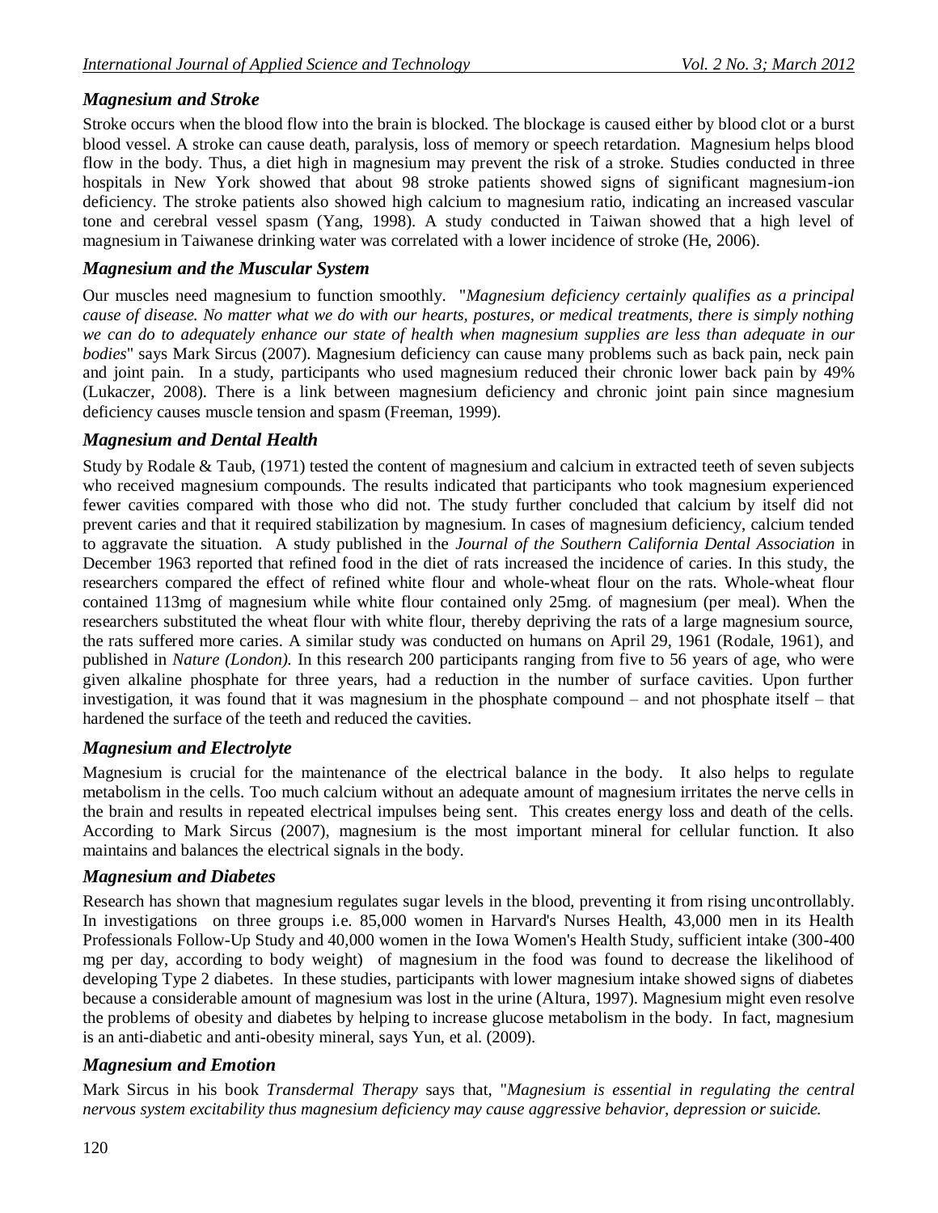### *Magnesium and Stroke*

Stroke occurs when the blood flow into the brain is blocked. The blockage is caused either by blood clot or a burst blood vessel. A stroke can cause death, paralysis, loss of memory or speech retardation. Magnesium helps blood flow in the body. Thus, a diet high in magnesium may prevent the risk of a stroke. Studies conducted in three hospitals in New York showed that about 98 stroke patients showed signs of significant magnesium-ion deficiency. The stroke patients also showed high calcium to magnesium ratio, indicating an increased vascular tone and cerebral vessel spasm (Yang, 1998). A study conducted in Taiwan showed that a high level of magnesium in Taiwanese drinking water was correlated with a lower incidence of stroke (He, 2006).

### *Magnesium and the Muscular System*

Our muscles need magnesium to function smoothly. "*Magnesium deficiency certainly qualifies as a principal cause of disease. No matter what we do with our hearts, postures, or medical treatments, there is simply nothing we can do to adequately enhance our state of health when magnesium supplies are less than adequate in our bodies*" says Mark Sircus (2007). Magnesium deficiency can cause many problems such as back pain, neck pain and joint pain. In a study, participants who used magnesium reduced their chronic lower back pain by 49% (Lukaczer, 2008). There is a link between magnesium deficiency and chronic joint pain since magnesium deficiency causes muscle tension and spasm (Freeman, 1999).

### *Magnesium and Dental Health*

Study by Rodale & Taub, (1971) tested the content of magnesium and calcium in extracted teeth of seven subjects who received magnesium compounds. The results indicated that participants who took magnesium experienced fewer cavities compared with those who did not. The study further concluded that calcium by itself did not prevent caries and that it required stabilization by magnesium. In cases of magnesium deficiency, calcium tended to aggravate the situation. A study published in the *Journal of the Southern California Dental Association* in December 1963 reported that refined food in the diet of rats increased the incidence of caries. In this study, the researchers compared the effect of refined white flour and whole-wheat flour on the rats. Whole-wheat flour contained 113mg of magnesium while white flour contained only 25mg. of magnesium (per meal). When the researchers substituted the wheat flour with white flour, thereby depriving the rats of a large magnesium source, the rats suffered more caries. A similar study was conducted on humans on April 29, 1961 (Rodale, 1961), and published in *Nature (London).* In this research 200 participants ranging from five to 56 years of age, who were given alkaline phosphate for three years, had a reduction in the number of surface cavities. Upon further investigation, it was found that it was magnesium in the phosphate compound – and not phosphate itself – that hardened the surface of the teeth and reduced the cavities.

### *Magnesium and Electrolyte*

Magnesium is crucial for the maintenance of the electrical balance in the body. It also helps to regulate metabolism in the cells. Too much calcium without an adequate amount of magnesium irritates the nerve cells in the brain and results in repeated electrical impulses being sent. This creates energy loss and death of the cells. According to Mark Sircus (2007), magnesium is the most important mineral for cellular function. It also maintains and balances the electrical signals in the body.

### *Magnesium and Diabetes*

Research has shown that magnesium regulates sugar levels in the blood, preventing it from rising uncontrollably. In investigations on three groups i.e. 85,000 women in Harvard's Nurses Health, 43,000 men in its Health Professionals Follow-Up Study and 40,000 women in the Iowa Women's Health Study, sufficient intake (300-400 mg per day, according to body weight) of magnesium in the food was found to decrease the likelihood of developing Type 2 diabetes. In these studies, participants with lower magnesium intake showed signs of diabetes because a considerable amount of magnesium was lost in the urine (Altura, 1997). Magnesium might even resolve the problems of obesity and diabetes by helping to increase glucose metabolism in the body. In fact, magnesium is an anti-diabetic and anti-obesity mineral, says Yun, et al. (2009).

### *Magnesium and Emotion*

Mark Sircus in his book *Transdermal Therapy* says that, "*Magnesium is essential in regulating the central nervous system excitability thus magnesium deficiency may cause aggressive behavior, depression or suicide.*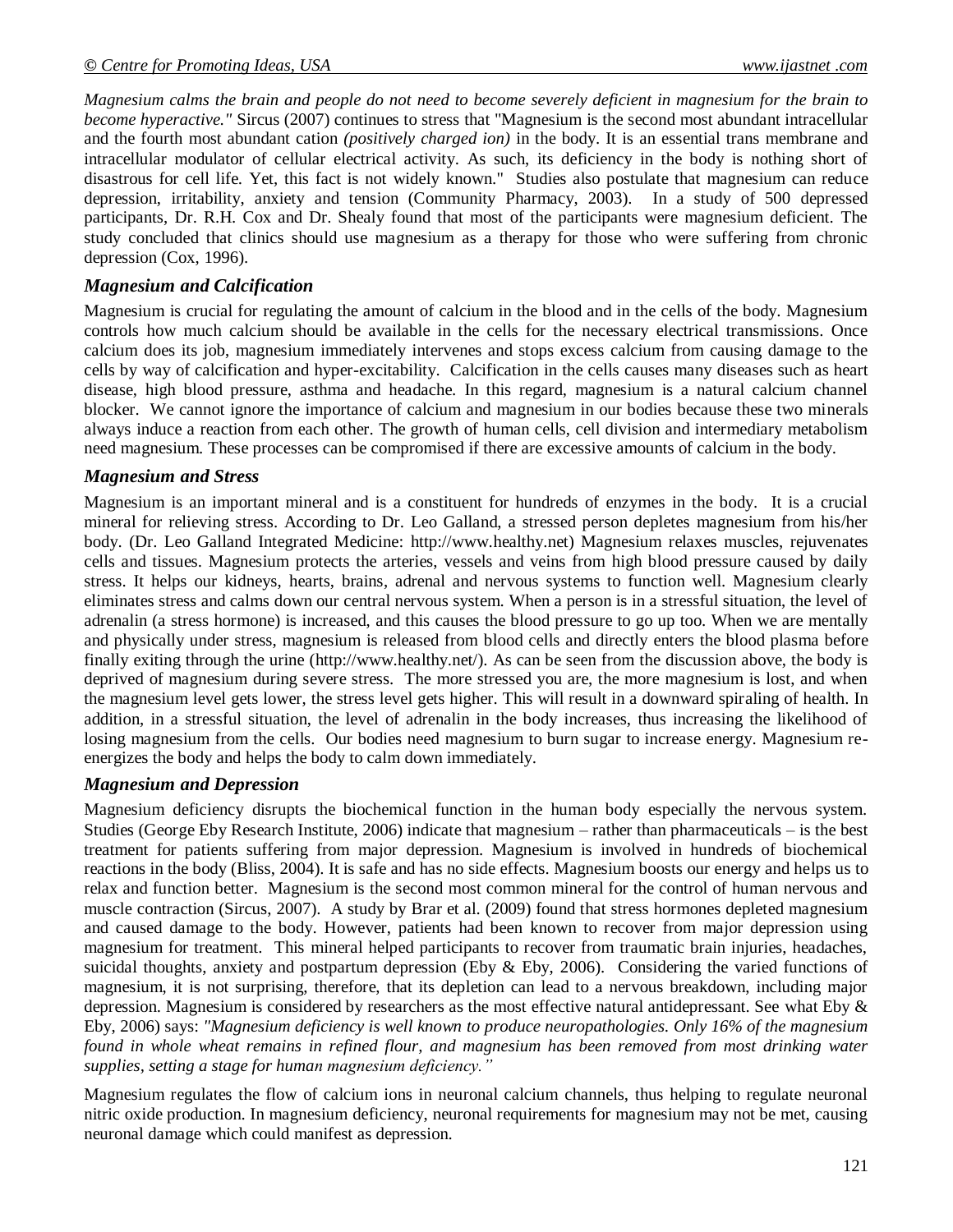*Magnesium calms the brain and people do not need to become severely deficient in magnesium for the brain to become hyperactive."* Sircus (2007) continues to stress that "Magnesium is the second most abundant intracellular and the fourth most abundant cation *(positively charged ion)* in the body. It is an essential trans membrane and intracellular modulator of cellular electrical activity. As such, its deficiency in the body is nothing short of disastrous for cell life. Yet, this fact is not widely known." Studies also postulate that magnesium can reduce depression, irritability, anxiety and tension (Community Pharmacy, 2003). In a study of 500 depressed participants, Dr. R.H. Cox and Dr. Shealy found that most of the participants were magnesium deficient. The study concluded that clinics should use magnesium as a therapy for those who were suffering from chronic depression (Cox, 1996).

### *Magnesium and Calcification*

Magnesium is crucial for regulating the amount of calcium in the blood and in the cells of the body. Magnesium controls how much calcium should be available in the cells for the necessary electrical transmissions. Once calcium does its job, magnesium immediately intervenes and stops excess calcium from causing damage to the cells by way of calcification and hyper-excitability. Calcification in the cells causes many diseases such as heart disease, high blood pressure, asthma and headache. In this regard, magnesium is a natural calcium channel blocker. We cannot ignore the importance of calcium and magnesium in our bodies because these two minerals always induce a reaction from each other. The growth of human cells, cell division and intermediary metabolism need magnesium. These processes can be compromised if there are excessive amounts of calcium in the body.

### *Magnesium and Stress*

Magnesium is an important mineral and is a constituent for hundreds of enzymes in the body. It is a crucial mineral for relieving stress. According to Dr. Leo Galland, a stressed person depletes magnesium from his/her body. (Dr. Leo Galland Integrated Medicine: http://www.healthy.net) Magnesium relaxes muscles, rejuvenates cells and tissues. Magnesium protects the arteries, vessels and veins from high blood pressure caused by daily stress. It helps our kidneys, hearts, brains, adrenal and nervous systems to function well. Magnesium clearly eliminates stress and calms down our central nervous system. When a person is in a stressful situation, the level of adrenalin (a stress hormone) is increased, and this causes the blood pressure to go up too. When we are mentally and physically under stress, magnesium is released from blood cells and directly enters the blood plasma before finally exiting through the urine (http://www.healthy.net/). As can be seen from the discussion above, the body is deprived of magnesium during severe stress. The more stressed you are, the more magnesium is lost, and when the magnesium level gets lower, the stress level gets higher. This will result in a downward spiraling of health. In addition, in a stressful situation, the level of adrenalin in the body increases, thus increasing the likelihood of losing magnesium from the cells. Our bodies need magnesium to burn sugar to increase energy. Magnesium re-energizes the body and helps the body to calm down immediately.

### *Magnesium and Depression*

Magnesium deficiency disrupts the biochemical function in the human body especially the nervous system. Studies (George Eby Research Institute, 2006) indicate that magnesium – rather than pharmaceuticals – is the best treatment for patients suffering from major depression. Magnesium is involved in hundreds of biochemical reactions in the body (Bliss, 2004). It is safe and has no side effects. Magnesium boosts our energy and helps us to relax and function better. Magnesium is the second most common mineral for the control of human nervous and muscle contraction (Sircus, 2007). A study by Brar et al. (2009) found that stress hormones depleted magnesium and caused damage to the body. However, patients had been known to recover from major depression using magnesium for treatment. This mineral helped participants to recover from traumatic brain injuries, headaches, suicidal thoughts, anxiety and postpartum depression (Eby & Eby, 2006). Considering the varied functions of magnesium, it is not surprising, therefore, that its depletion can lead to a nervous breakdown, including major depression. Magnesium is considered by researchers as the most effective natural antidepressant. See what Eby & Eby, 2006) says: *"Magnesium deficiency is well known to produce neuropathologies. Only 16% of the magnesium found in whole wheat remains in refined flour, and magnesium has been removed from most drinking water supplies, setting a stage for human magnesium deficiency."*

Magnesium regulates the flow of calcium ions in neuronal calcium channels, thus helping to regulate neuronal nitric oxide production. In magnesium deficiency, neuronal requirements for magnesium may not be met, causing neuronal damage which could manifest as depression.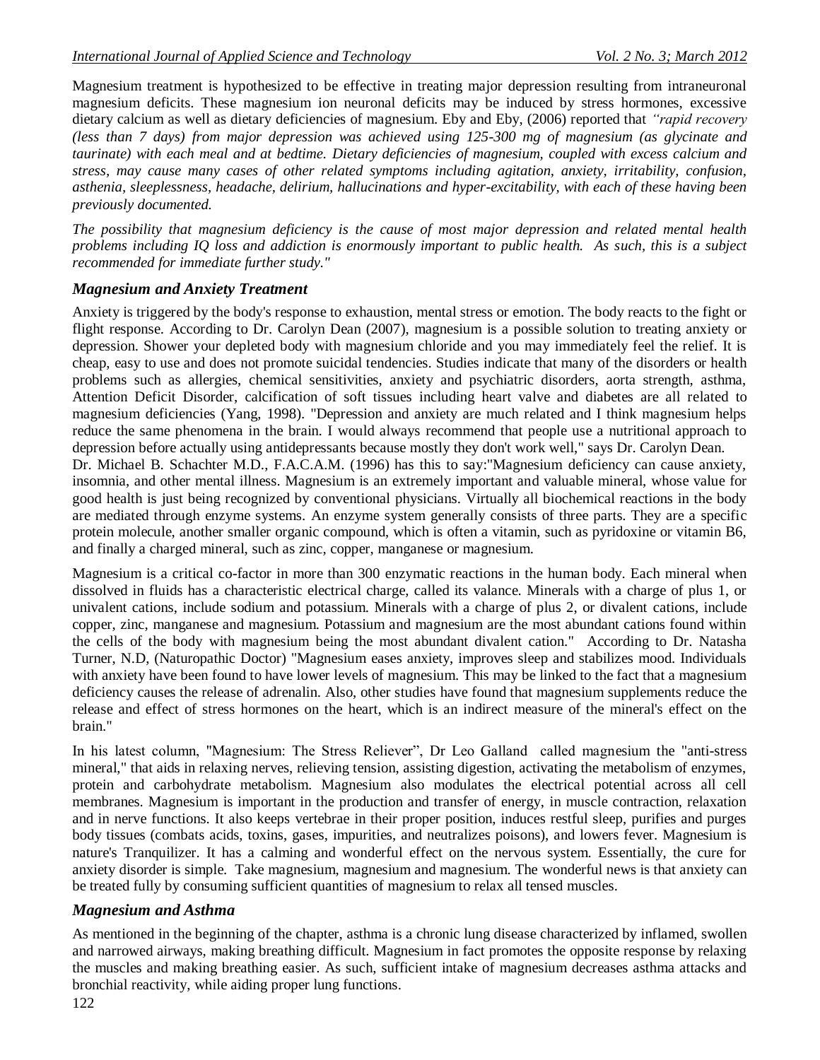Magnesium treatment is hypothesized to be effective in treating major depression resulting from intraneuronal magnesium deficits. These magnesium ion neuronal deficits may be induced by stress hormones, excessive dietary calcium as well as dietary deficiencies of magnesium. Eby and Eby, (2006) reported that *"rapid recovery (less than 7 days) from major depression was achieved using 125-300 mg of magnesium (as glycinate and taurinate) with each meal and at bedtime. Dietary deficiencies of magnesium, coupled with excess calcium and stress, may cause many cases of other related symptoms including agitation, anxiety, irritability, confusion, asthenia, sleeplessness, headache, delirium, hallucinations and hyper-excitability, with each of these having been previously documented.*

*The possibility that magnesium deficiency is the cause of most major depression and related mental health problems including IQ loss and addiction is enormously important to public health. As such, this is a subject recommended for immediate further study."*

## *Magnesium and Anxiety Treatment*

Anxiety is triggered by the body's response to exhaustion, mental stress or emotion. The body reacts to the fight or flight response. According to Dr. Carolyn Dean (2007), magnesium is a possible solution to treating anxiety or depression. Shower your depleted body with magnesium chloride and you may immediately feel the relief. It is cheap, easy to use and does not promote suicidal tendencies. Studies indicate that many of the disorders or health problems such as allergies, chemical sensitivities, anxiety and psychiatric disorders, aorta strength, asthma, Attention Deficit Disorder, calcification of soft tissues including heart valve and diabetes are all related to magnesium deficiencies (Yang, 1998). "Depression and anxiety are much related and I think magnesium helps reduce the same phenomena in the brain. I would always recommend that people use a nutritional approach to depression before actually using antidepressants because mostly they don't work well," says Dr. Carolyn Dean.

Dr. Michael B. Schachter M.D., F.A.C.A.M. (1996) has this to say:"Magnesium deficiency can cause anxiety, insomnia, and other mental illness. Magnesium is an extremely important and valuable mineral, whose value for good health is just being recognized by conventional physicians. Virtually all biochemical reactions in the body are mediated through enzyme systems. An enzyme system generally consists of three parts. They are a specific protein molecule, another smaller organic compound, which is often a vitamin, such as pyridoxine or vitamin B6, and finally a charged mineral, such as zinc, copper, manganese or magnesium.

Magnesium is a critical co-factor in more than 300 enzymatic reactions in the human body. Each mineral when dissolved in fluids has a characteristic electrical charge, called its valance. Minerals with a charge of plus 1, or univalent cations, include sodium and potassium. Minerals with a charge of plus 2, or divalent cations, include copper, zinc, manganese and magnesium. Potassium and magnesium are the most abundant cations found within the cells of the body with magnesium being the most abundant divalent cation." According to Dr. Natasha Turner, N.D, (Naturopathic Doctor) "Magnesium eases anxiety, improves sleep and stabilizes mood. Individuals with anxiety have been found to have lower levels of magnesium. This may be linked to the fact that a magnesium deficiency causes the release of adrenalin. Also, other studies have found that magnesium supplements reduce the release and effect of stress hormones on the heart, which is an indirect measure of the mineral's effect on the brain."

In his latest column, "Magnesium: The Stress Reliever", Dr Leo Galland called magnesium the "anti-stress mineral," that aids in relaxing nerves, relieving tension, assisting digestion, activating the metabolism of enzymes, protein and carbohydrate metabolism. Magnesium also modulates the electrical potential across all cell membranes. Magnesium is important in the production and transfer of energy, in muscle contraction, relaxation and in nerve functions. It also keeps vertebrae in their proper position, induces restful sleep, purifies and purges body tissues (combats acids, toxins, gases, impurities, and neutralizes poisons), and lowers fever. Magnesium is nature's Tranquilizer. It has a calming and wonderful effect on the nervous system. Essentially, the cure for anxiety disorder is simple. Take magnesium, magnesium and magnesium. The wonderful news is that anxiety can be treated fully by consuming sufficient quantities of magnesium to relax all tensed muscles.

## *Magnesium and Asthma*

As mentioned in the beginning of the chapter, asthma is a chronic lung disease characterized by inflamed, swollen and narrowed airways, making breathing difficult. Magnesium in fact promotes the opposite response by relaxing the muscles and making breathing easier. As such, sufficient intake of magnesium decreases asthma attacks and bronchial reactivity, while aiding proper lung functions.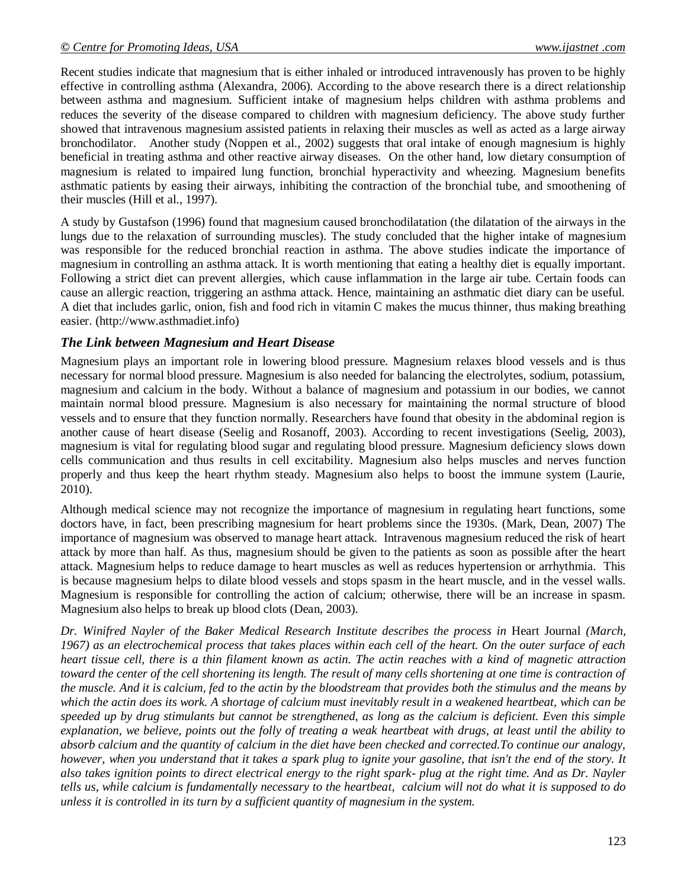Recent studies indicate that magnesium that is either inhaled or introduced intravenously has proven to be highly effective in controlling asthma (Alexandra, 2006). According to the above research there is a direct relationship between asthma and magnesium. Sufficient intake of magnesium helps children with asthma problems and reduces the severity of the disease compared to children with magnesium deficiency. The above study further showed that intravenous magnesium assisted patients in relaxing their muscles as well as acted as a large airway bronchodilator. Another study (Noppen et al., 2002) suggests that oral intake of enough magnesium is highly beneficial in treating asthma and other reactive airway diseases. On the other hand, low dietary consumption of magnesium is related to impaired lung function, bronchial hyperactivity and wheezing. Magnesium benefits asthmatic patients by easing their airways, inhibiting the contraction of the bronchial tube, and smoothening of their muscles (Hill et al., 1997).

A study by Gustafson (1996) found that magnesium caused bronchodilatation (the dilatation of the airways in the lungs due to the relaxation of surrounding muscles). The study concluded that the higher intake of magnesium was responsible for the reduced bronchial reaction in asthma. The above studies indicate the importance of magnesium in controlling an asthma attack. It is worth mentioning that eating a healthy diet is equally important. Following a strict diet can prevent allergies, which cause inflammation in the large air tube. Certain foods can cause an allergic reaction, triggering an asthma attack. Hence, maintaining an asthmatic diet diary can be useful. A diet that includes garlic, onion, fish and food rich in vitamin C makes the mucus thinner, thus making breathing easier. (http://www.asthmadiet.info)

### *The Link between Magnesium and Heart Disease*

Magnesium plays an important role in lowering blood pressure. Magnesium relaxes blood vessels and is thus necessary for normal blood pressure. Magnesium is also needed for balancing the electrolytes, sodium, potassium, magnesium and calcium in the body. Without a balance of magnesium and potassium in our bodies, we cannot maintain normal blood pressure. Magnesium is also necessary for maintaining the normal structure of blood vessels and to ensure that they function normally. Researchers have found that obesity in the abdominal region is another cause of heart disease (Seelig and Rosanoff, 2003). According to recent investigations (Seelig, 2003), magnesium is vital for regulating blood sugar and regulating blood pressure. Magnesium deficiency slows down cells communication and thus results in cell excitability. Magnesium also helps muscles and nerves function properly and thus keep the heart rhythm steady. Magnesium also helps to boost the immune system (Laurie, 2010).

Although medical science may not recognize the importance of magnesium in regulating heart functions, some doctors have, in fact, been prescribing magnesium for heart problems since the 1930s. (Mark, Dean, 2007) The importance of magnesium was observed to manage heart attack. Intravenous magnesium reduced the risk of heart attack by more than half. As thus, magnesium should be given to the patients as soon as possible after the heart attack. Magnesium helps to reduce damage to heart muscles as well as reduces hypertension or arrhythmia. This is because magnesium helps to dilate blood vessels and stops spasm in the heart muscle, and in the vessel walls. Magnesium is responsible for controlling the action of calcium; otherwise, there will be an increase in spasm. Magnesium also helps to break up blood clots (Dean, 2003).

*Dr. Winifred Nayler of the Baker Medical Research Institute describes the process in* Heart Journal *(March, 1967) as an electrochemical process that takes places within each cell of the heart. On the outer surface of each heart tissue cell, there is a thin filament known as actin. The actin reaches with a kind of magnetic attraction toward the center of the cell shortening its length. The result of many cells shortening at one time is contraction of the muscle. And it is calcium, fed to the actin by the bloodstream that provides both the stimulus and the means by which the actin does its work. A shortage of calcium must inevitably result in a weakened heartbeat, which can be speeded up by drug stimulants but cannot be strengthened, as long as the calcium is deficient. Even this simple explanation, we believe, points out the folly of treating a weak heartbeat with drugs, at least until the ability to absorb calcium and the quantity of calcium in the diet have been checked and corrected.To continue our analogy, however, when you understand that it takes a spark plug to ignite your gasoline, that isn't the end of the story. It also takes ignition points to direct electrical energy to the right spark- plug at the right time. And as Dr. Nayler tells us, while calcium is fundamentally necessary to the heartbeat, calcium will not do what it is supposed to do unless it is controlled in its turn by a sufficient quantity of magnesium in the system.*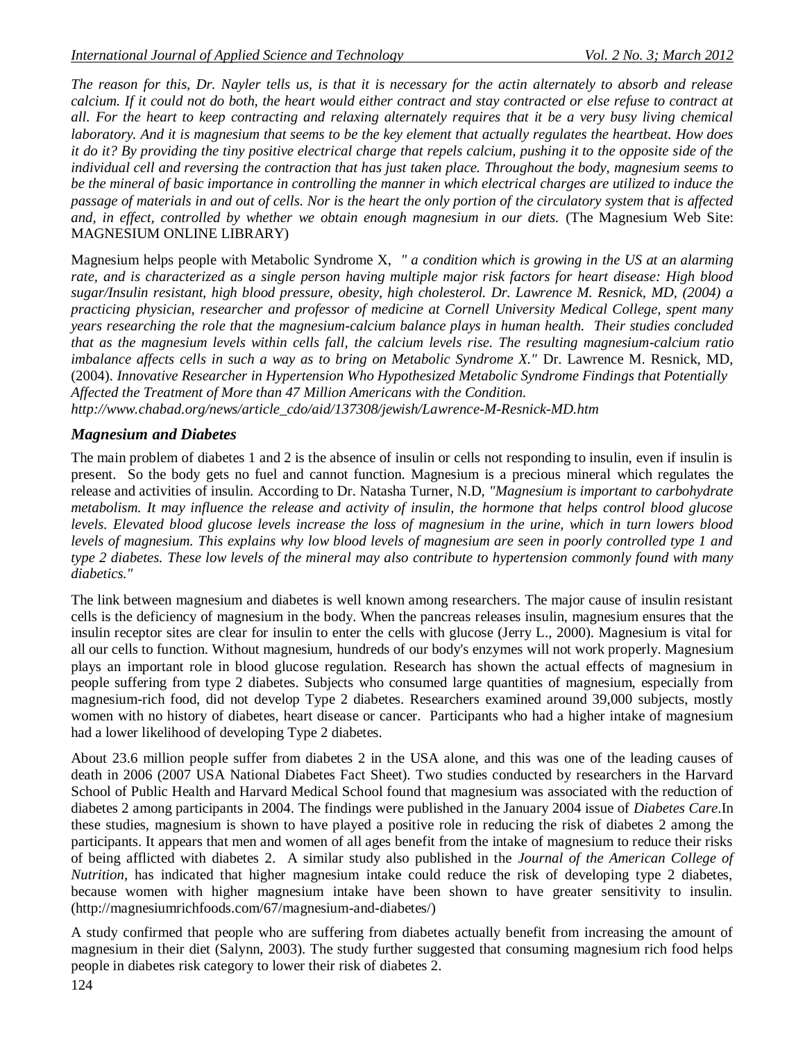*The reason for this, Dr. Nayler tells us, is that it is necessary for the actin alternately to absorb and release calcium. If it could not do both, the heart would either contract and stay contracted or else refuse to contract at all. For the heart to keep contracting and relaxing alternately requires that it be a very busy living chemical laboratory. And it is magnesium that seems to be the key element that actually regulates the heartbeat. How does it do it? By providing the tiny positive electrical charge that repels calcium, pushing it to the opposite side of the individual cell and reversing the contraction that has just taken place. Throughout the body, magnesium seems to be the mineral of basic importance in controlling the manner in which electrical charges are utilized to induce the passage of materials in and out of cells. Nor is the heart the only portion of the circulatory system that is affected and, in effect, controlled by whether we obtain enough magnesium in our diets.* (The Magnesium Web Site: MAGNESIUM ONLINE LIBRARY)

Magnesium helps people with Metabolic Syndrome X, *" a condition which is growing in the US at an alarming rate, and is characterized as a single person having multiple major risk factors for heart disease: High blood sugar/Insulin resistant, high blood pressure, obesity, high cholesterol. Dr. Lawrence M. Resnick, MD, (2004) a practicing physician, researcher and professor of medicine at Cornell University Medical College, spent many years researching the role that the magnesium-calcium balance plays in human health. Their studies concluded that as the magnesium levels within cells fall, the calcium levels rise. The resulting magnesium-calcium ratio imbalance affects cells in such a way as to bring on Metabolic Syndrome X."* Dr. Lawrence M. Resnick, MD, (2004). *Innovative Researcher in Hypertension Who Hypothesized Metabolic Syndrome Findings that Potentially Affected the Treatment of More than 47 Million Americans with the Condition.*
*http://www.chabad.org/news/article_cdo/aid/137308/jewish/Lawrence-M-Resnick-MD.htm*

### *Magnesium and Diabetes*

The main problem of diabetes 1 and 2 is the absence of insulin or cells not responding to insulin, even if insulin is present. So the body gets no fuel and cannot function. Magnesium is a precious mineral which regulates the release and activities of insulin. According to Dr. Natasha Turner, N.D, *"Magnesium is important to carbohydrate metabolism. It may influence the release and activity of insulin, the hormone that helps control blood glucose levels. Elevated blood glucose levels increase the loss of magnesium in the urine, which in turn lowers blood levels of magnesium. This explains why low blood levels of magnesium are seen in poorly controlled type 1 and type 2 diabetes. These low levels of the mineral may also contribute to hypertension commonly found with many diabetics."*

The link between magnesium and diabetes is well known among researchers. The major cause of insulin resistant cells is the deficiency of magnesium in the body. When the pancreas releases insulin, magnesium ensures that the insulin receptor sites are clear for insulin to enter the cells with glucose (Jerry L., 2000). Magnesium is vital for all our cells to function. Without magnesium, hundreds of our body's enzymes will not work properly. Magnesium plays an important role in blood glucose regulation. Research has shown the actual effects of magnesium in people suffering from type 2 diabetes. Subjects who consumed large quantities of magnesium, especially from magnesium-rich food, did not develop Type 2 diabetes. Researchers examined around 39,000 subjects, mostly women with no history of diabetes, heart disease or cancer. Participants who had a higher intake of magnesium had a lower likelihood of developing Type 2 diabetes.

About 23.6 million people suffer from diabetes 2 in the USA alone, and this was one of the leading causes of death in 2006 (2007 USA National Diabetes Fact Sheet). Two studies conducted by researchers in the Harvard School of Public Health and Harvard Medical School found that magnesium was associated with the reduction of diabetes 2 among participants in 2004. The findings were published in the January 2004 issue of *Diabetes Care*.In these studies, magnesium is shown to have played a positive role in reducing the risk of diabetes 2 among the participants. It appears that men and women of all ages benefit from the intake of magnesium to reduce their risks of being afflicted with diabetes 2. A similar study also published in the *Journal of the American College of Nutrition*, has indicated that higher magnesium intake could reduce the risk of developing type 2 diabetes, because women with higher magnesium intake have been shown to have greater sensitivity to insulin. (http://magnesiumrichfoods.com/67/magnesium-and-diabetes/)

A study confirmed that people who are suffering from diabetes actually benefit from increasing the amount of magnesium in their diet (Salynn, 2003). The study further suggested that consuming magnesium rich food helps people in diabetes risk category to lower their risk of diabetes 2.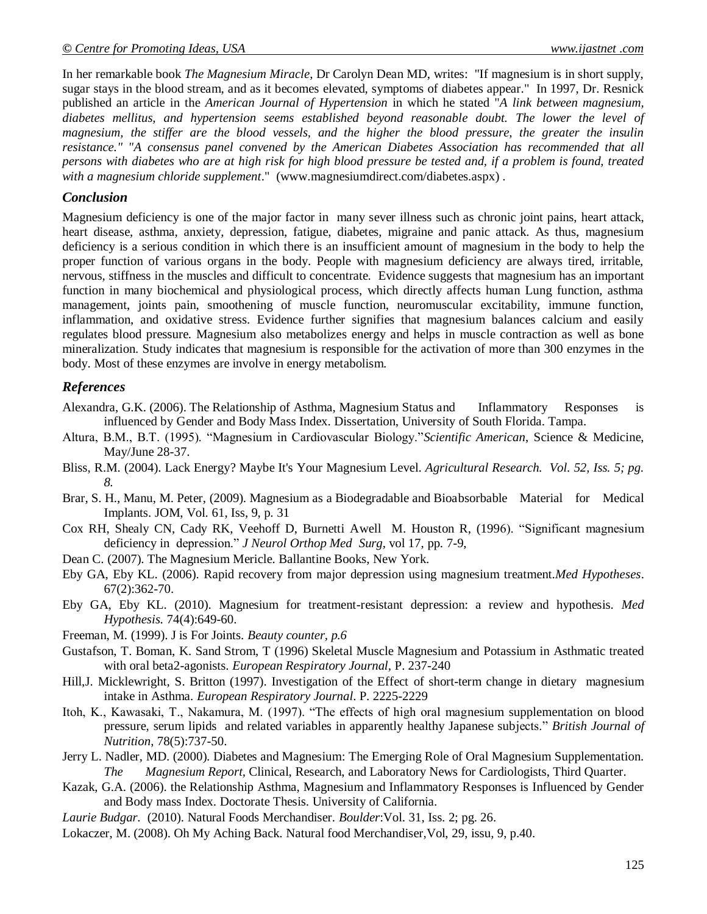In her remarkable book *The Magnesium Miracle*, Dr Carolyn Dean MD, writes: "If magnesium is in short supply, sugar stays in the blood stream, and as it becomes elevated, symptoms of diabetes appear." In 1997, Dr. Resnick published an article in the *American Journal of Hypertension* in which he stated "*A link between magnesium, diabetes mellitus, and hypertension seems established beyond reasonable doubt. The lower the level of magnesium, the stiffer are the blood vessels, and the higher the blood pressure, the greater the insulin resistance." "A consensus panel convened by the American Diabetes Association has recommended that all persons with diabetes who are at high risk for high blood pressure be tested and, if a problem is found, treated with a magnesium chloride supplement*." (www.magnesiumdirect.com/diabetes.aspx) .

## Conclusion

Magnesium deficiency is one of the major factor in many sever illness such as chronic joint pains, heart attack, heart disease, asthma, anxiety, depression, fatigue, diabetes, migraine and panic attack. As thus, magnesium deficiency is a serious condition in which there is an insufficient amount of magnesium in the body to help the proper function of various organs in the body. People with magnesium deficiency are always tired, irritable, nervous, stiffness in the muscles and difficult to concentrate. Evidence suggests that magnesium has an important function in many biochemical and physiological process, which directly affects human Lung function, asthma management, joints pain, smoothening of muscle function, neuromuscular excitability, immune function, inflammation, and oxidative stress. Evidence further signifies that magnesium balances calcium and easily regulates blood pressure. Magnesium also metabolizes energy and helps in muscle contraction as well as bone mineralization. Study indicates that magnesium is responsible for the activation of more than 300 enzymes in the body. Most of these enzymes are involve in energy metabolism.

## References

Alexandra, G.K. (2006). The Relationship of Asthma, Magnesium Status and Inflammatory Responses is influenced by Gender and Body Mass Index. Dissertation, University of South Florida. Tampa.

Altura, B.M., B.T. (1995). "Magnesium in Cardiovascular Biology."*Scientific American*, Science & Medicine, May/June 28-37.

Bliss, R.M. (2004). Lack Energy? Maybe It's Your Magnesium Level. *Agricultural Research. Vol. 52, Iss. 5; pg. 8.*

Brar, S. H., Manu, M. Peter, (2009). Magnesium as a Biodegradable and Bioabsorbable Material for Medical Implants. JOM, Vol. 61, Iss, 9, p. 31

Cox RH, Shealy CN, Cady RK, Veehoff D, Burnetti Awell M. Houston R, (1996). "Significant magnesium deficiency in depression." *J Neurol Orthop Med Surg*, vol 17, pp. 7-9,

Dean C. (2007). The Magnesium Mericle. Ballantine Books, New York.

Eby GA, Eby KL. (2006). Rapid recovery from major depression using magnesium treatment.*Med Hypotheses*. 67(2):362-70.

Eby GA, Eby KL. (2010). Magnesium for treatment-resistant depression: a review and hypothesis. *Med Hypothesis.* 74(4):649-60.

Freeman, M. (1999). J is For Joints. *Beauty counter, p.6*

Gustafson, T. Boman, K. Sand Strom, T (1996) Skeletal Muscle Magnesium and Potassium in Asthmatic treated with oral beta2-agonists. *European Respiratory Journal*, P. 237-240

Hill,J. Micklewright, S. Britton (1997). Investigation of the Effect of short-term change in dietary magnesium intake in Asthma. *European Respiratory Journal*. P. 2225-2229

Itoh, K., Kawasaki, T., Nakamura, M. (1997). "The effects of high oral magnesium supplementation on blood pressure, serum lipids and related variables in apparently healthy Japanese subjects." *British Journal of Nutrition*, 78(5):737-50.

Jerry L. Nadler, MD. (2000). Diabetes and Magnesium: The Emerging Role of Oral Magnesium Supplementation. *The Magnesium Report*, Clinical, Research, and Laboratory News for Cardiologists, Third Quarter.

Kazak, G.A. (2006). the Relationship Asthma, Magnesium and Inflammatory Responses is Influenced by Gender and Body mass Index. Doctorate Thesis. University of California.

*Laurie Budgar.* (2010). Natural Foods Merchandiser. *Boulder*:Vol. 31, Iss. 2; pg. 26.

Lokaczer, M. (2008). Oh My Aching Back. Natural food Merchandiser,Vol, 29, issu, 9, p.40.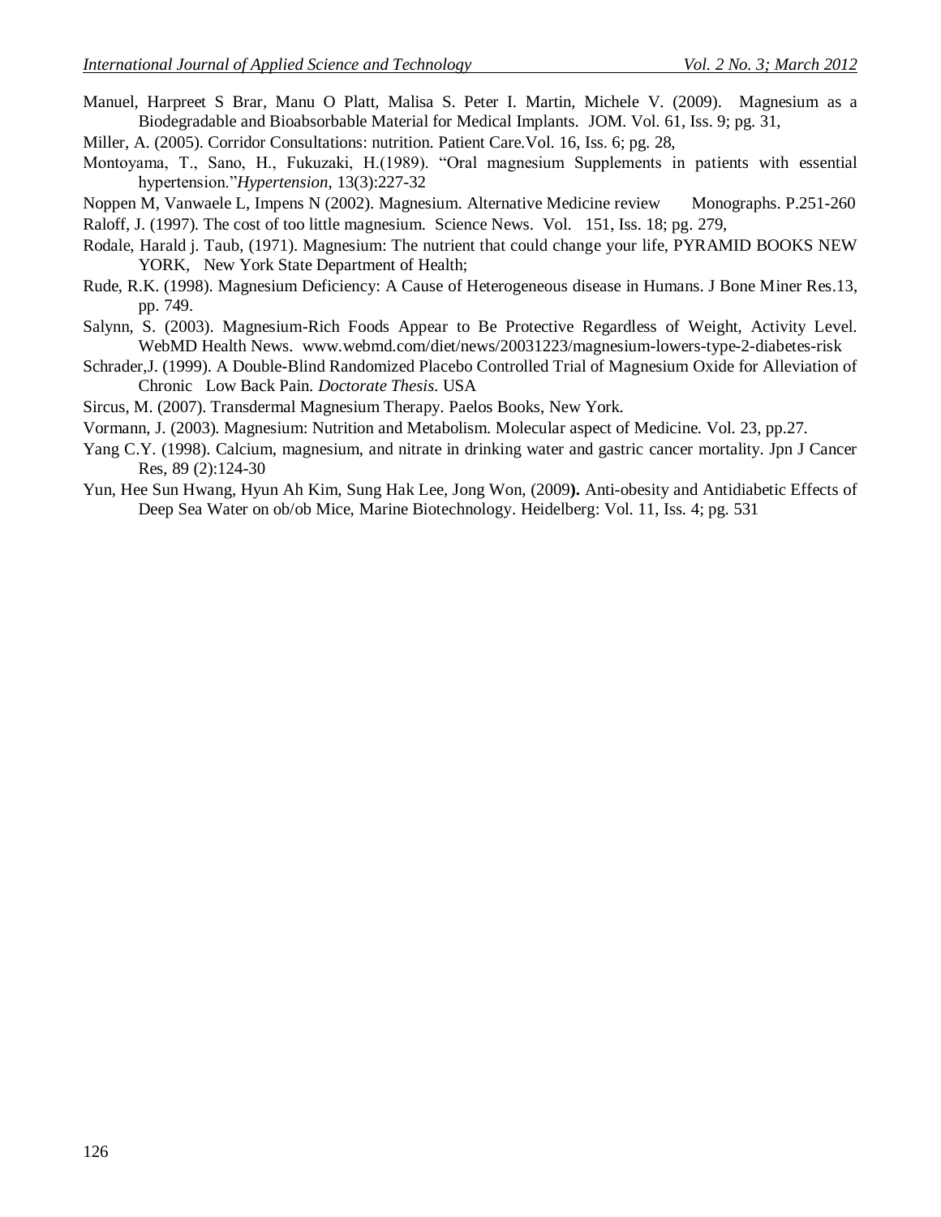Manuel, Harpreet S Brar, Manu O Platt, Malisa S. Peter I. Martin, Michele V. (2009). Magnesium as a Biodegradable and Bioabsorbable Material for Medical Implants. JOM. Vol. 61, Iss. 9; pg. 31,

Miller, A. (2005). Corridor Consultations: nutrition. Patient Care.Vol. 16, Iss. 6; pg. 28,

Montoyama, T., Sano, H., Fukuzaki, H.(1989). "Oral magnesium Supplements in patients with essential hypertension."*Hypertension,* 13(3):227-32

Noppen M, Vanwaele L, Impens N (2002). Magnesium. Alternative Medicine review Monographs. P.251-260

Raloff, J. (1997). The cost of too little magnesium. Science News. Vol. 151, Iss. 18; pg. 279,

Rodale, Harald j. Taub, (1971). Magnesium: The nutrient that could change your life, PYRAMID BOOKS NEW YORK, New York State Department of Health;

Rude, R.K. (1998). Magnesium Deficiency: A Cause of Heterogeneous disease in Humans. J Bone Miner Res.13, pp. 749.

Salynn, S. (2003). Magnesium-Rich Foods Appear to Be Protective Regardless of Weight, Activity Level. WebMD Health News. www.webmd.com/diet/news/20031223/magnesium-lowers-type-2-diabetes-risk

Schrader,J. (1999). A Double-Blind Randomized Placebo Controlled Trial of Magnesium Oxide for Alleviation of Chronic Low Back Pain. *Doctorate Thesis.* USA

Sircus, M. (2007). Transdermal Magnesium Therapy. Paelos Books, New York.

Vormann, J. (2003). Magnesium: Nutrition and Metabolism. Molecular aspect of Medicine. Vol. 23, pp.27.

Yang C.Y. (1998). Calcium, magnesium, and nitrate in drinking water and gastric cancer mortality. Jpn J Cancer Res, 89 (2):124-30

Yun, Hee Sun Hwang, Hyun Ah Kim, Sung Hak Lee, Jong Won, (2009**).** Anti-obesity and Antidiabetic Effects of Deep Sea Water on ob/ob Mice, Marine Biotechnology. Heidelberg: Vol. 11, Iss. 4; pg. 531